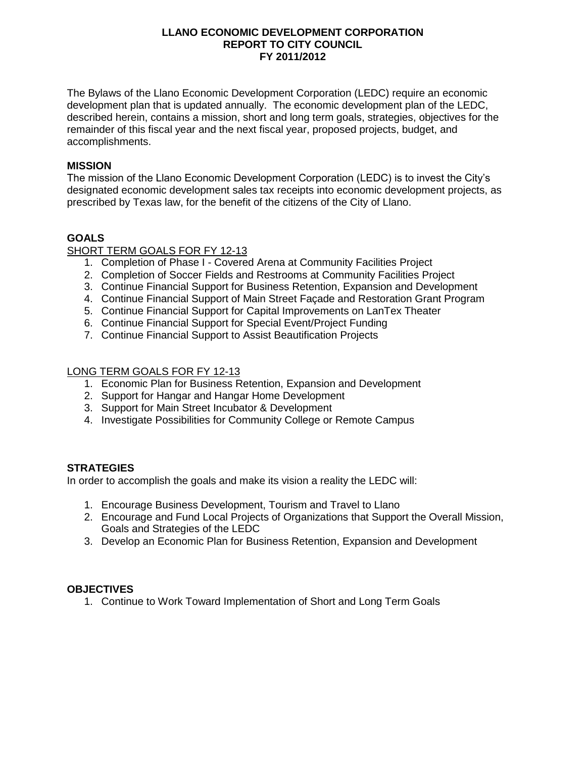# LLANO ECONOMIC DEVELOPMENT CORPORATION
# REPORT TO CITY COUNCIL
# FY 2011/2012

The Bylaws of the Llano Economic Development Corporation (LEDC) require an economic development plan that is updated annually. The economic development plan of the LEDC, described herein, contains a mission, short and long term goals, strategies, objectives for the remainder of this fiscal year and the next fiscal year, proposed projects, budget, and accomplishments.

## MISSION

The mission of the Llano Economic Development Corporation (LEDC) is to invest the City's designated economic development sales tax receipts into economic development projects, as prescribed by Texas law, for the benefit of the citizens of the City of Llano.

## GOALS

### SHORT TERM GOALS FOR FY 12-13

1. Completion of Phase I - Covered Arena at Community Facilities Project
2. Completion of Soccer Fields and Restrooms at Community Facilities Project
3. Continue Financial Support for Business Retention, Expansion and Development
4. Continue Financial Support of Main Street Façade and Restoration Grant Program
5. Continue Financial Support for Capital Improvements on LanTex Theater
6. Continue Financial Support for Special Event/Project Funding
7. Continue Financial Support to Assist Beautification Projects

### LONG TERM GOALS FOR FY 12-13

1. Economic Plan for Business Retention, Expansion and Development
2. Support for Hangar and Hangar Home Development
3. Support for Main Street Incubator & Development
4. Investigate Possibilities for Community College or Remote Campus

## STRATEGIES

In order to accomplish the goals and make its vision a reality the LEDC will:

1. Encourage Business Development, Tourism and Travel to Llano
2. Encourage and Fund Local Projects of Organizations that Support the Overall Mission, Goals and Strategies of the LEDC
3. Develop an Economic Plan for Business Retention, Expansion and Development

## OBJECTIVES

1. Continue to Work Toward Implementation of Short and Long Term Goals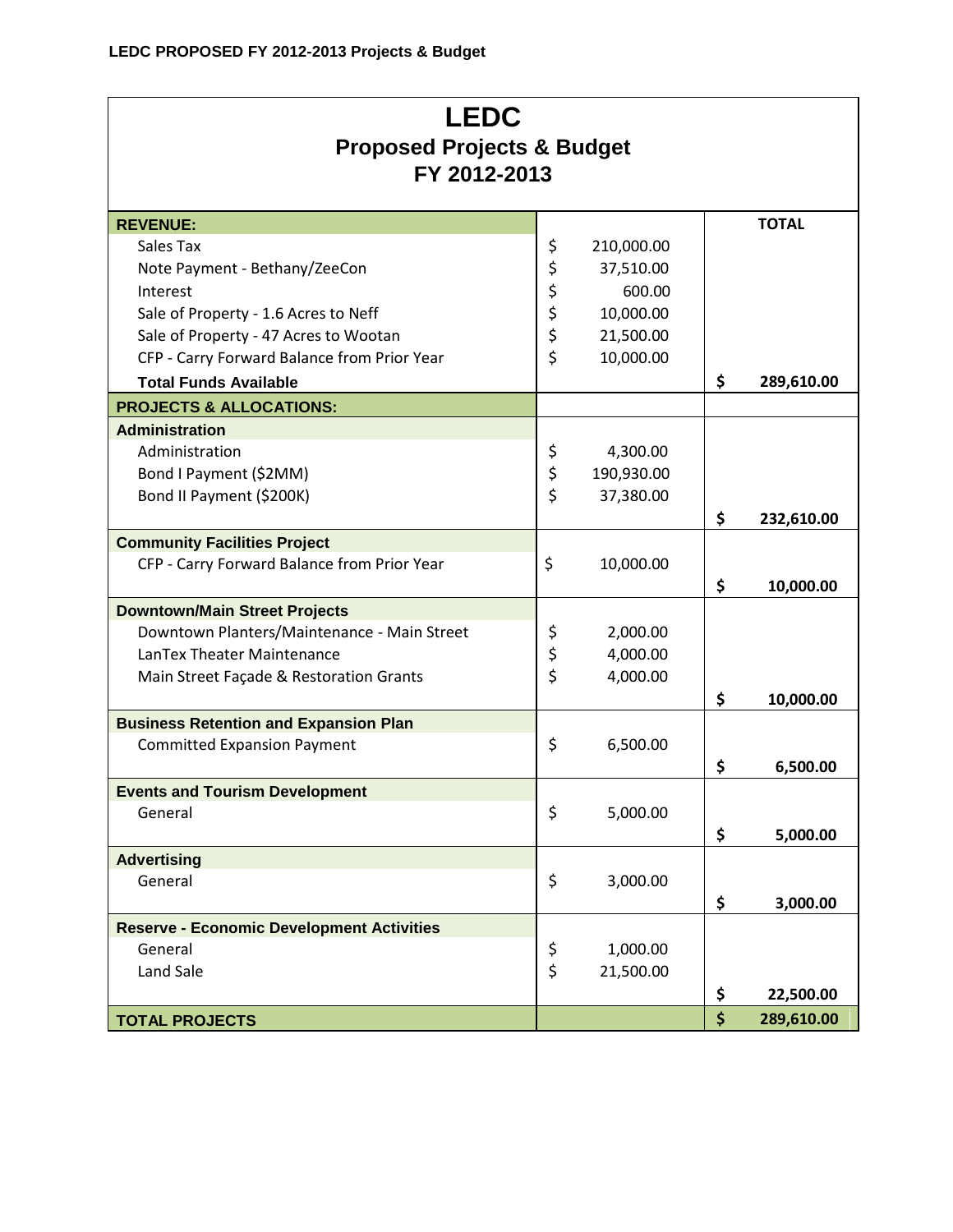**LEDC PROPOSED FY 2012-2013 Projects & Budget**

# LEDC
## Proposed Projects & Budget
## FY 2012-2013

| REVENUE: | | TOTAL |
|---|---|---|
| Sales Tax | $ 210,000.00 | |
| Note Payment - Bethany/ZeeCon | $ 37,510.00 | |
| Interest | $ 600.00 | |
| Sale of Property - 1.6 Acres to Neff | $ 10,000.00 | |
| Sale of Property - 47 Acres to Wootan | $ 21,500.00 | |
| CFP - Carry Forward Balance from Prior Year | $ 10,000.00 | |
| **Total Funds Available** | | $ 289,610.00 |
| **PROJECTS & ALLOCATIONS:** | | |
| **Administration** | | |
| Administration | $ 4,300.00 | |
| Bond I Payment ($2MM) | $ 190,930.00 | |
| Bond II Payment ($200K) | $ 37,380.00 | |
| | | $ 232,610.00 |
| **Community Facilities Project** | | |
| CFP - Carry Forward Balance from Prior Year | $ 10,000.00 | |
| | | $ 10,000.00 |
| **Downtown/Main Street Projects** | | |
| Downtown Planters/Maintenance - Main Street | $ 2,000.00 | |
| LanTex Theater Maintenance | $ 4,000.00 | |
| Main Street Façade & Restoration Grants | $ 4,000.00 | |
| | | $ 10,000.00 |
| **Business Retention and Expansion Plan** | | |
| Committed Expansion Payment | $ 6,500.00 | |
| | | $ 6,500.00 |
| **Events and Tourism Development** | | |
| General | $ 5,000.00 | |
| | | $ 5,000.00 |
| **Advertising** | | |
| General | $ 3,000.00 | |
| | | $ 3,000.00 |
| **Reserve - Economic Development Activities** | | |
| General | $ 1,000.00 | |
| Land Sale | $ 21,500.00 | |
| | | $ 22,500.00 |
| **TOTAL PROJECTS** | | $ 289,610.00 |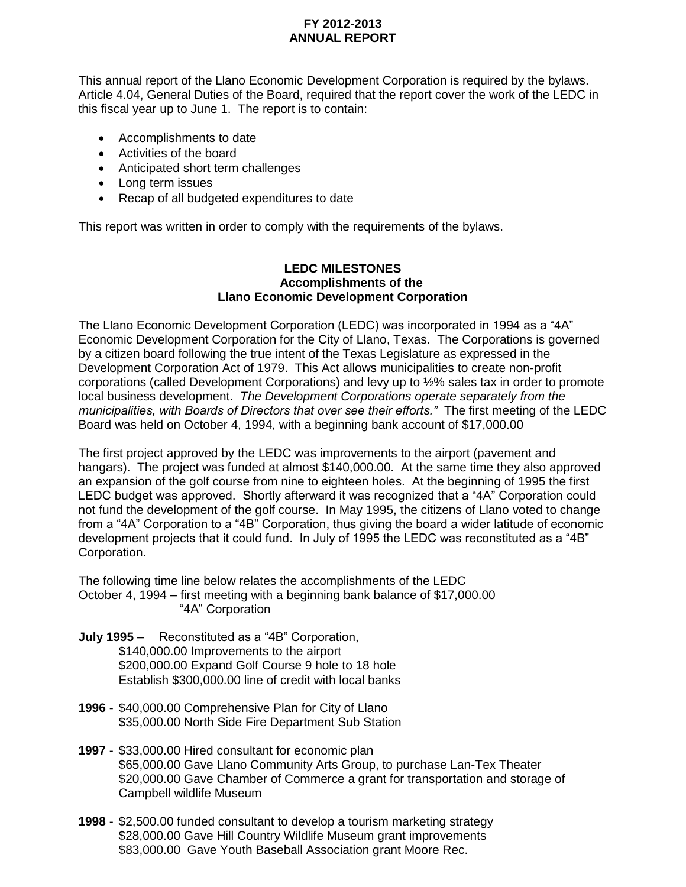**FY 2012-2013**
**ANNUAL REPORT**

This annual report of the Llano Economic Development Corporation is required by the bylaws. Article 4.04, General Duties of the Board, required that the report cover the work of the LEDC in this fiscal year up to June 1. The report is to contain:

- Accomplishments to date
- Activities of the board
- Anticipated short term challenges
- Long term issues
- Recap of all budgeted expenditures to date

This report was written in order to comply with the requirements of the bylaws.

## LEDC MILESTONES
### Accomplishments of the Llano Economic Development Corporation

The Llano Economic Development Corporation (LEDC) was incorporated in 1994 as a "4A" Economic Development Corporation for the City of Llano, Texas. The Corporations is governed by a citizen board following the true intent of the Texas Legislature as expressed in the Development Corporation Act of 1979. This Act allows municipalities to create non-profit corporations (called Development Corporations) and levy up to ½% sales tax in order to promote local business development. *The Development Corporations operate separately from the municipalities, with Boards of Directors that over see their efforts."* The first meeting of the LEDC Board was held on October 4, 1994, with a beginning bank account of $17,000.00

The first project approved by the LEDC was improvements to the airport (pavement and hangars). The project was funded at almost $140,000.00. At the same time they also approved an expansion of the golf course from nine to eighteen holes. At the beginning of 1995 the first LEDC budget was approved. Shortly afterward it was recognized that a "4A" Corporation could not fund the development of the golf course. In May 1995, the citizens of Llano voted to change from a "4A" Corporation to a "4B" Corporation, thus giving the board a wider latitude of economic development projects that it could fund. In July of 1995 the LEDC was reconstituted as a "4B" Corporation.

The following time line below relates the accomplishments of the LEDC
October 4, 1994 – first meeting with a beginning bank balance of $17,000.00
"4A" Corporation

**July 1995** – Reconstituted as a "4B" Corporation,
$140,000.00 Improvements to the airport
$200,000.00 Expand Golf Course 9 hole to 18 hole
Establish $300,000.00 line of credit with local banks

**1996** - $40,000.00 Comprehensive Plan for City of Llano
$35,000.00 North Side Fire Department Sub Station

**1997** - $33,000.00 Hired consultant for economic plan
$65,000.00 Gave Llano Community Arts Group, to purchase Lan-Tex Theater
$20,000.00 Gave Chamber of Commerce a grant for transportation and storage of Campbell wildlife Museum

**1998** - $2,500.00 funded consultant to develop a tourism marketing strategy
$28,000.00 Gave Hill Country Wildlife Museum grant improvements
$83,000.00 Gave Youth Baseball Association grant Moore Rec.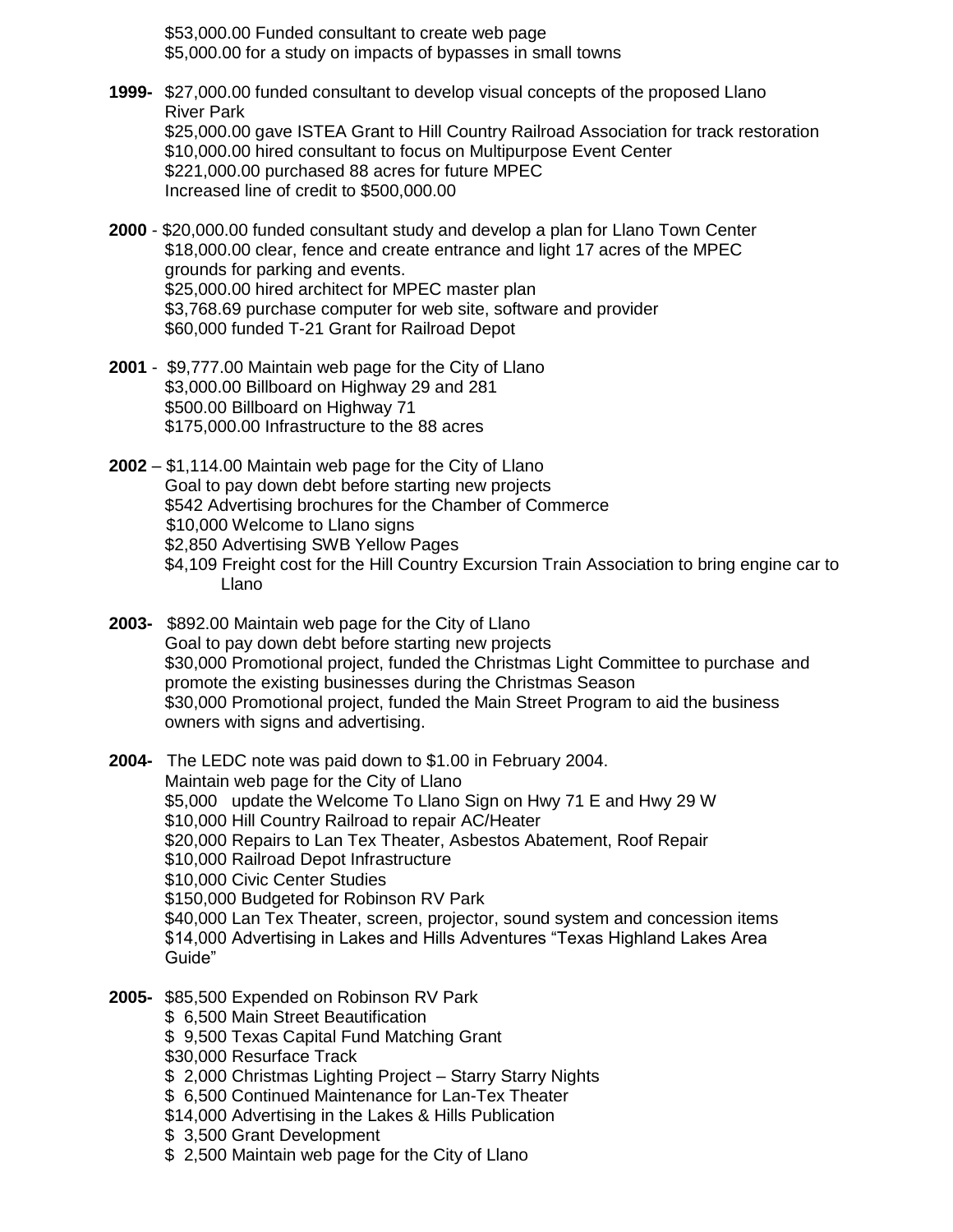$53,000.00 Funded consultant to create web page
$5,000.00 for a study on impacts of bypasses in small towns

**1999-** $27,000.00 funded consultant to develop visual concepts of the proposed Llano River Park
$25,000.00 gave ISTEA Grant to Hill Country Railroad Association for track restoration
$10,000.00 hired consultant to focus on Multipurpose Event Center
$221,000.00 purchased 88 acres for future MPEC
Increased line of credit to $500,000.00

**2000** - $20,000.00 funded consultant study and develop a plan for Llano Town Center
$18,000.00 clear, fence and create entrance and light 17 acres of the MPEC grounds for parking and events.
$25,000.00 hired architect for MPEC master plan
$3,768.69 purchase computer for web site, software and provider
$60,000 funded T-21 Grant for Railroad Depot

**2001** - $9,777.00 Maintain web page for the City of Llano
$3,000.00 Billboard on Highway 29 and 281
$500.00 Billboard on Highway 71
$175,000.00 Infrastructure to the 88 acres

**2002** – $1,114.00 Maintain web page for the City of Llano
Goal to pay down debt before starting new projects
$542 Advertising brochures for the Chamber of Commerce
$10,000 Welcome to Llano signs
$2,850 Advertising SWB Yellow Pages
$4,109 Freight cost for the Hill Country Excursion Train Association to bring engine car to Llano

**2003-** $892.00 Maintain web page for the City of Llano
Goal to pay down debt before starting new projects
$30,000 Promotional project, funded the Christmas Light Committee to purchase and promote the existing businesses during the Christmas Season
$30,000 Promotional project, funded the Main Street Program to aid the business owners with signs and advertising.

**2004-** The LEDC note was paid down to $1.00 in February 2004.
Maintain web page for the City of Llano
$5,000 update the Welcome To Llano Sign on Hwy 71 E and Hwy 29 W
$10,000 Hill Country Railroad to repair AC/Heater
$20,000 Repairs to Lan Tex Theater, Asbestos Abatement, Roof Repair
$10,000 Railroad Depot Infrastructure
$10,000 Civic Center Studies
$150,000 Budgeted for Robinson RV Park
$40,000 Lan Tex Theater, screen, projector, sound system and concession items
$14,000 Advertising in Lakes and Hills Adventures "Texas Highland Lakes Area Guide"

**2005-** $85,500 Expended on Robinson RV Park
$ 6,500 Main Street Beautification
$ 9,500 Texas Capital Fund Matching Grant
$30,000 Resurface Track
$ 2,000 Christmas Lighting Project – Starry Starry Nights
$ 6,500 Continued Maintenance for Lan-Tex Theater
$14,000 Advertising in the Lakes & Hills Publication
$ 3,500 Grant Development
$ 2,500 Maintain web page for the City of Llano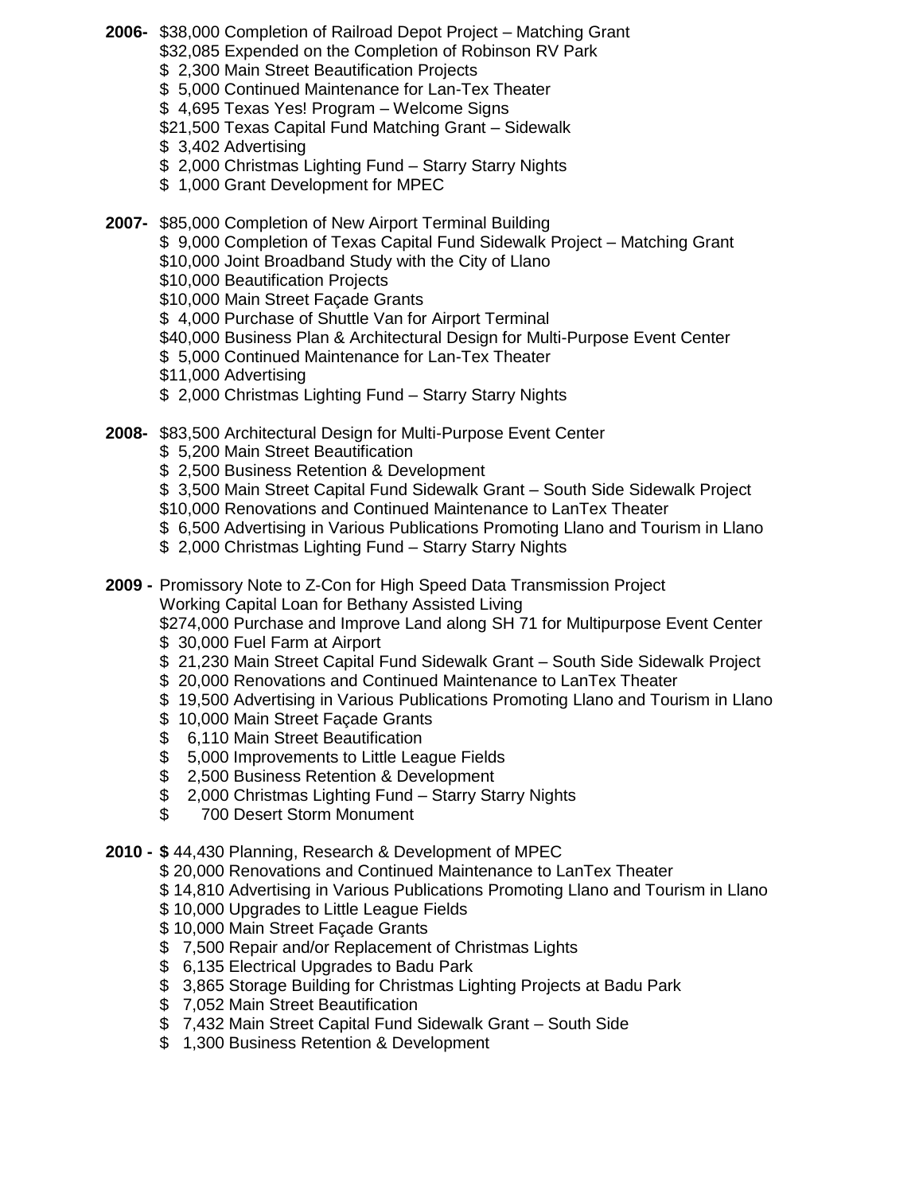**2006-** $38,000 Completion of Railroad Depot Project – Matching Grant
- $32,085 Expended on the Completion of Robinson RV Park
- $ 2,300 Main Street Beautification Projects
- $ 5,000 Continued Maintenance for Lan-Tex Theater
- $ 4,695 Texas Yes! Program – Welcome Signs
- $21,500 Texas Capital Fund Matching Grant – Sidewalk
- $ 3,402 Advertising
- $ 2,000 Christmas Lighting Fund – Starry Starry Nights
- $ 1,000 Grant Development for MPEC

**2007-** $85,000 Completion of New Airport Terminal Building
- $ 9,000 Completion of Texas Capital Fund Sidewalk Project – Matching Grant
- $10,000 Joint Broadband Study with the City of Llano
- $10,000 Beautification Projects
- $10,000 Main Street Façade Grants
- $ 4,000 Purchase of Shuttle Van for Airport Terminal
- $40,000 Business Plan & Architectural Design for Multi-Purpose Event Center
- $ 5,000 Continued Maintenance for Lan-Tex Theater
- $11,000 Advertising
- $ 2,000 Christmas Lighting Fund – Starry Starry Nights

**2008-** $83,500 Architectural Design for Multi-Purpose Event Center
- $ 5,200 Main Street Beautification
- $ 2,500 Business Retention & Development
- $ 3,500 Main Street Capital Fund Sidewalk Grant – South Side Sidewalk Project
- $10,000 Renovations and Continued Maintenance to LanTex Theater
- $ 6,500 Advertising in Various Publications Promoting Llano and Tourism in Llano
- $ 2,000 Christmas Lighting Fund – Starry Starry Nights

**2009 -** Promissory Note to Z-Con for High Speed Data Transmission Project
- Working Capital Loan for Bethany Assisted Living
- $274,000 Purchase and Improve Land along SH 71 for Multipurpose Event Center
- $ 30,000 Fuel Farm at Airport
- $ 21,230 Main Street Capital Fund Sidewalk Grant – South Side Sidewalk Project
- $ 20,000 Renovations and Continued Maintenance to LanTex Theater
- $ 19,500 Advertising in Various Publications Promoting Llano and Tourism in Llano
- $ 10,000 Main Street Façade Grants
- $ 6,110 Main Street Beautification
- $ 5,000 Improvements to Little League Fields
- $ 2,500 Business Retention & Development
- $ 2,000 Christmas Lighting Fund – Starry Starry Nights
- $ 700 Desert Storm Monument

**2010 - $** 44,430 Planning, Research & Development of MPEC
- $ 20,000 Renovations and Continued Maintenance to LanTex Theater
- $ 14,810 Advertising in Various Publications Promoting Llano and Tourism in Llano
- $ 10,000 Upgrades to Little League Fields
- $ 10,000 Main Street Façade Grants
- $ 7,500 Repair and/or Replacement of Christmas Lights
- $ 6,135 Electrical Upgrades to Badu Park
- $ 3,865 Storage Building for Christmas Lighting Projects at Badu Park
- $ 7,052 Main Street Beautification
- $ 7,432 Main Street Capital Fund Sidewalk Grant – South Side
- $ 1,300 Business Retention & Development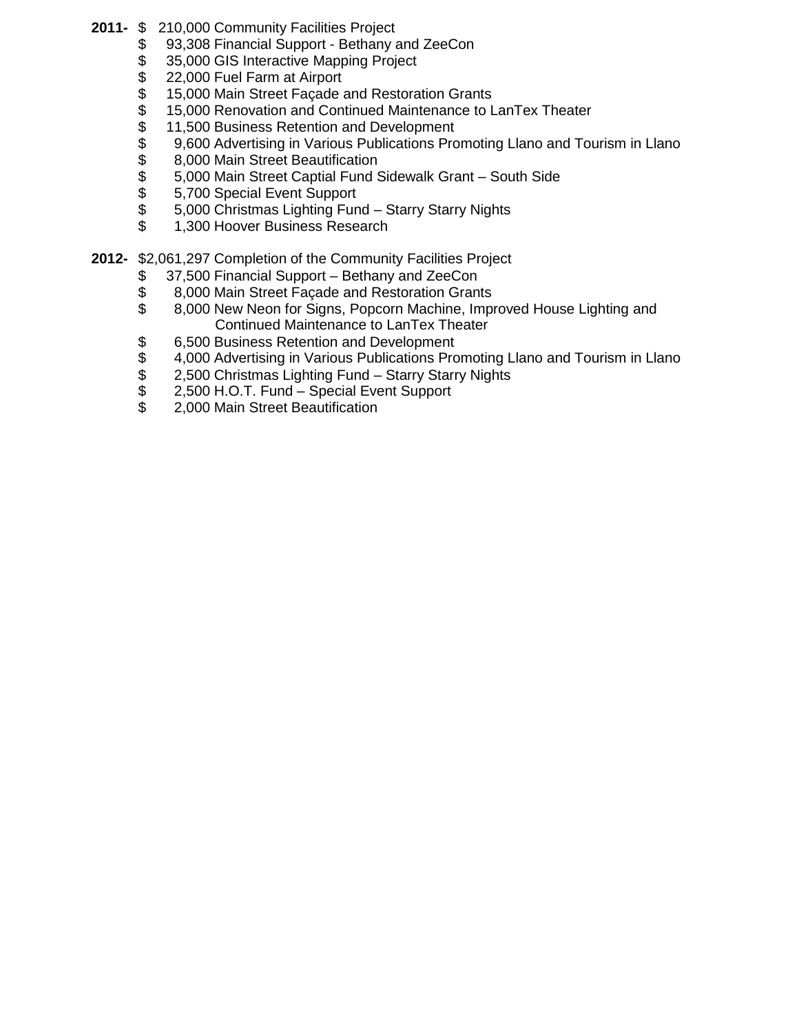**2011-** $ 210,000 Community Facilities Project
- $ 93,308 Financial Support - Bethany and ZeeCon
- $ 35,000 GIS Interactive Mapping Project
- $ 22,000 Fuel Farm at Airport
- $ 15,000 Main Street Façade and Restoration Grants
- $ 15,000 Renovation and Continued Maintenance to LanTex Theater
- $ 11,500 Business Retention and Development
- $ 9,600 Advertising in Various Publications Promoting Llano and Tourism in Llano
- $ 8,000 Main Street Beautification
- $ 5,000 Main Street Captial Fund Sidewalk Grant – South Side
- $ 5,700 Special Event Support
- $ 5,000 Christmas Lighting Fund – Starry Starry Nights
- $ 1,300 Hoover Business Research

**2012-** $2,061,297 Completion of the Community Facilities Project
- $ 37,500 Financial Support – Bethany and ZeeCon
- $ 8,000 Main Street Façade and Restoration Grants
- $ 8,000 New Neon for Signs, Popcorn Machine, Improved House Lighting and Continued Maintenance to LanTex Theater
- $ 6,500 Business Retention and Development
- $ 4,000 Advertising in Various Publications Promoting Llano and Tourism in Llano
- $ 2,500 Christmas Lighting Fund – Starry Starry Nights
- $ 2,500 H.O.T. Fund – Special Event Support
- $ 2,000 Main Street Beautification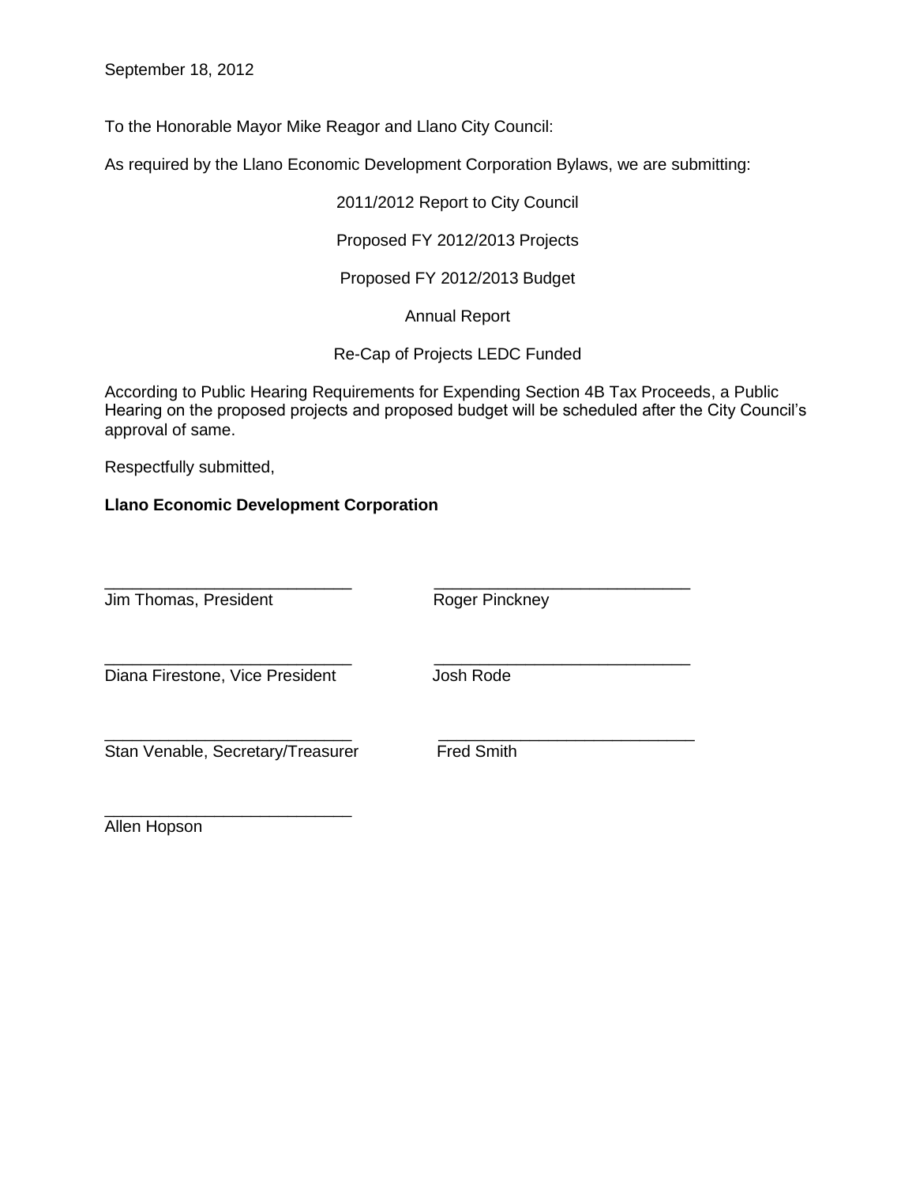September 18, 2012

To the Honorable Mayor Mike Reagor and Llano City Council:

As required by the Llano Economic Development Corporation Bylaws, we are submitting:

2011/2012 Report to City Council

Proposed FY 2012/2013 Projects

Proposed FY 2012/2013 Budget

Annual Report

Re-Cap of Projects LEDC Funded

According to Public Hearing Requirements for Expending Section 4B Tax Proceeds, a Public Hearing on the proposed projects and proposed budget will be scheduled after the City Council's approval of same.

Respectfully submitted,

**Llano Economic Development Corporation**

___________________________
Jim Thomas, President

___________________________
Roger Pinckney

___________________________
Diana Firestone, Vice President

___________________________
Josh Rode

___________________________
Stan Venable, Secretary/Treasurer

___________________________
Fred Smith

___________________________
Allen Hopson